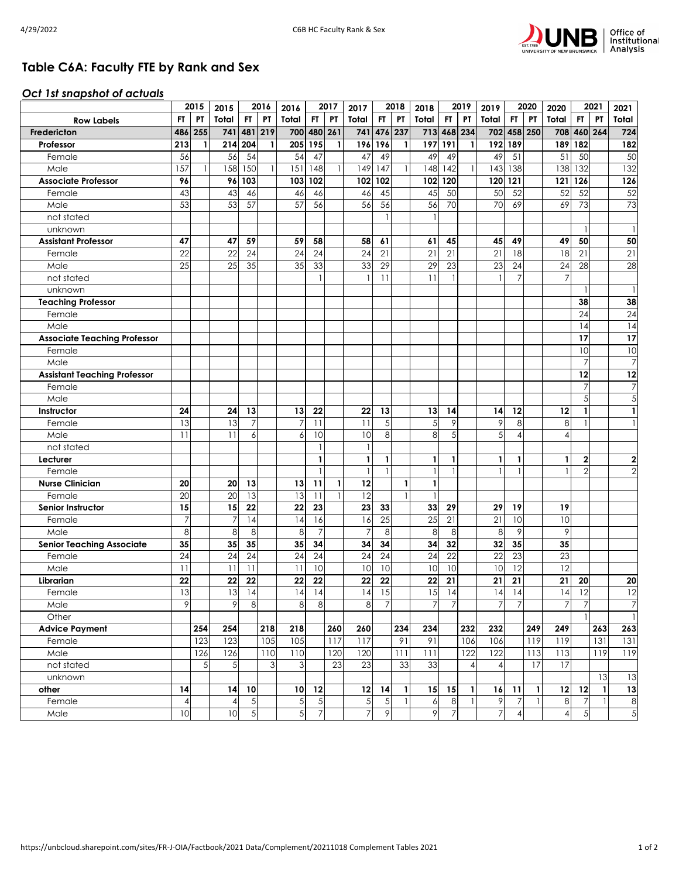# Table C6A: Faculty FTE by Rank and Sex

## *Oct 1st snapshot of actuals*

| | 2015 | | 2015 | 2016 | | 2016 | 2017 | | 2017 | 2018 | | 2018 | 2019 | | 2019 | 2020 | | 2020 | 2021 | | 2021 |
|---|---|---|---|---|---|---|---|---|---|---|---|---|---|---|---|---|---|---|---|---|---|
| **Row Labels** | **FT** | **PT** | **Total** | **FT** | **PT** | **Total** | **FT** | **PT** | **Total** | **FT** | **PT** | **Total** | **FT** | **PT** | **Total** | **FT** | **PT** | **Total** | **FT** | **PT** | **Total** |
| **Fredericton** | **486** | **255** | **741** | **481** | **219** | **700** | **480** | **261** | **741** | **476** | **237** | **713** | **468** | **234** | **702** | **458** | **250** | **708** | **460** | **264** | **724** |
| **Professor** | **213** | **1** | **214** | **204** | **1** | **205** | **195** | **1** | **196** | **196** | **1** | **197** | **191** | **1** | **192** | **189** | | **189** | **182** | | **182** |
| Female | 56 | | 56 | 54 | | 54 | 47 | | 47 | 49 | | 49 | 49 | | 49 | 51 | | 51 | 50 | | 50 |
| Male | 157 | 1 | 158 | 150 | 1 | 151 | 148 | 1 | 149 | 147 | 1 | 148 | 142 | 1 | 143 | 138 | | 138 | 132 | | 132 |
| **Associate Professor** | **96** | | **96** | **103** | | **103** | **102** | | **102** | **102** | | **102** | **120** | | **120** | **121** | | **121** | **126** | | **126** |
| Female | 43 | | 43 | 46 | | 46 | 46 | | 46 | 45 | | 45 | 50 | | 50 | 52 | | 52 | 52 | | 52 |
| Male | 53 | | 53 | 57 | | 57 | 56 | | 56 | 56 | | 56 | 70 | | 70 | 69 | | 69 | 73 | | 73 |
| not stated | | | | | | | | | | 1 | | 1 | | | | | | | | | |
| unknown | | | | | | | | | | | | | | | | | | | 1 | | 1 |
| **Assistant Professor** | **47** | | **47** | **59** | | **59** | **58** | | **58** | **61** | | **61** | **45** | | **45** | **49** | | **49** | **50** | | **50** |
| Female | 22 | | 22 | 24 | | 24 | 24 | | 24 | 21 | | 21 | 21 | | 21 | 18 | | 18 | 21 | | 21 |
| Male | 25 | | 25 | 35 | | 35 | 33 | | 33 | 29 | | 29 | 23 | | 23 | 24 | | 24 | 28 | | 28 |
| not stated | | | | | | | 1 | | 1 | 11 | | 11 | 1 | | 1 | 7 | | 7 | | | |
| unknown | | | | | | | | | | | | | | | | | | | 1 | | 1 |
| **Teaching Professor** | | | | | | | | | | | | | | | | | | | **38** | | **38** |
| Female | | | | | | | | | | | | | | | | | | | 24 | | 24 |
| Male | | | | | | | | | | | | | | | | | | | 14 | | 14 |
| **Associate Teaching Professor** | | | | | | | | | | | | | | | | | | | **17** | | **17** |
| Female | | | | | | | | | | | | | | | | | | | 10 | | 10 |
| Male | | | | | | | | | | | | | | | | | | | 7 | | 7 |
| **Assistant Teaching Professor** | | | | | | | | | | | | | | | | | | | **12** | | **12** |
| Female | | | | | | | | | | | | | | | | | | | 7 | | 7 |
| Male | | | | | | | | | | | | | | | | | | | 5 | | 5 |
| **Instructor** | **24** | | **24** | **13** | | **13** | **22** | | **22** | **13** | | **13** | **14** | | **14** | **12** | | **12** | **1** | | **1** |
| Female | 13 | | 13 | 7 | | 7 | 11 | | 11 | 5 | | 5 | 9 | | 9 | 8 | | 8 | 1 | | 1 |
| Male | 11 | | 11 | 6 | | 6 | 10 | | 10 | 8 | | 8 | 5 | | 5 | 4 | | 4 | | | |
| not stated | | | | | | | 1 | | 1 | | | | | | | | | | | | |
| **Lecturer** | | | | | | | **1** | | **1** | **1** | | **1** | **1** | | **1** | **1** | | **1** | **2** | | **2** |
| Female | | | | | | | 1 | | 1 | 1 | | 1 | 1 | | 1 | 1 | | 1 | 2 | | 2 |
| **Nurse Clinician** | **20** | | **20** | **13** | | **13** | **11** | **1** | **12** | | **1** | **1** | | | | | | | | | |
| Female | 20 | | 20 | 13 | | 13 | 11 | 1 | 12 | | 1 | 1 | | | | | | | | | |
| **Senior Instructor** | **15** | | **15** | **22** | | **22** | **23** | | **23** | **33** | | **33** | **29** | | **29** | **19** | | **19** | | | |
| Female | 7 | | 7 | 14 | | 14 | 16 | | 16 | 25 | | 25 | 21 | | 21 | 10 | | 10 | | | |
| Male | 8 | | 8 | 8 | | 8 | 7 | | 7 | 8 | | 8 | 8 | | 8 | 9 | | 9 | | | |
| **Senior Teaching Associate** | **35** | | **35** | **35** | | **35** | **34** | | **34** | **34** | | **34** | **32** | | **32** | **35** | | **35** | | | |
| Female | 24 | | 24 | 24 | | 24 | 24 | | 24 | 24 | | 24 | 22 | | 22 | 23 | | 23 | | | |
| Male | 11 | | 11 | 11 | | 11 | 10 | | 10 | 10 | | 10 | 10 | | 10 | 12 | | 12 | | | |
| **Librarian** | **22** | | **22** | **22** | | **22** | **22** | | **22** | **22** | | **22** | **21** | | **21** | **21** | | **21** | **20** | | **20** |
| Female | 13 | | 13 | 14 | | 14 | 14 | | 14 | 15 | | 15 | 14 | | 14 | 14 | | 14 | 12 | | 12 |
| Male | 9 | | 9 | 8 | | 8 | 8 | | 8 | 7 | | 7 | 7 | | 7 | 7 | | 7 | 7 | | 7 |
| Other | | | | | | | | | | | | | | | | | | | 1 | | 1 |
| **Advice Payment** | | **254** | **254** | | **218** | **218** | | **260** | **260** | | **234** | **234** | | **232** | **232** | | **249** | **249** | | **263** | **263** |
| Female | | 123 | 123 | | 105 | 105 | | 117 | 117 | | 91 | 91 | | 106 | 106 | | 119 | 119 | | 131 | 131 |
| Male | | 126 | 126 | | 110 | 110 | | 120 | 120 | | 111 | 111 | | 122 | 122 | | 113 | 113 | | 119 | 119 |
| not stated | | 5 | 5 | | 3 | 3 | | 23 | 23 | | 33 | 33 | | 4 | 4 | | 17 | 17 | | | |
| unknown | | | | | | | | | | | | | | | | | | | | 13 | 13 |
| **other** | **14** | | **14** | **10** | | **10** | **12** | | **12** | **14** | **1** | **15** | **15** | **1** | **16** | **11** | **1** | **12** | **12** | **1** | **13** |
| Female | 4 | | 4 | 5 | | 5 | 5 | | 5 | 5 | 1 | 6 | 8 | 1 | 9 | 7 | 1 | 8 | 7 | 1 | 8 |
| Male | 10 | | 10 | 5 | | 5 | 7 | | 7 | 9 | | 9 | 7 | | 7 | 4 | | 4 | 5 | | 5 |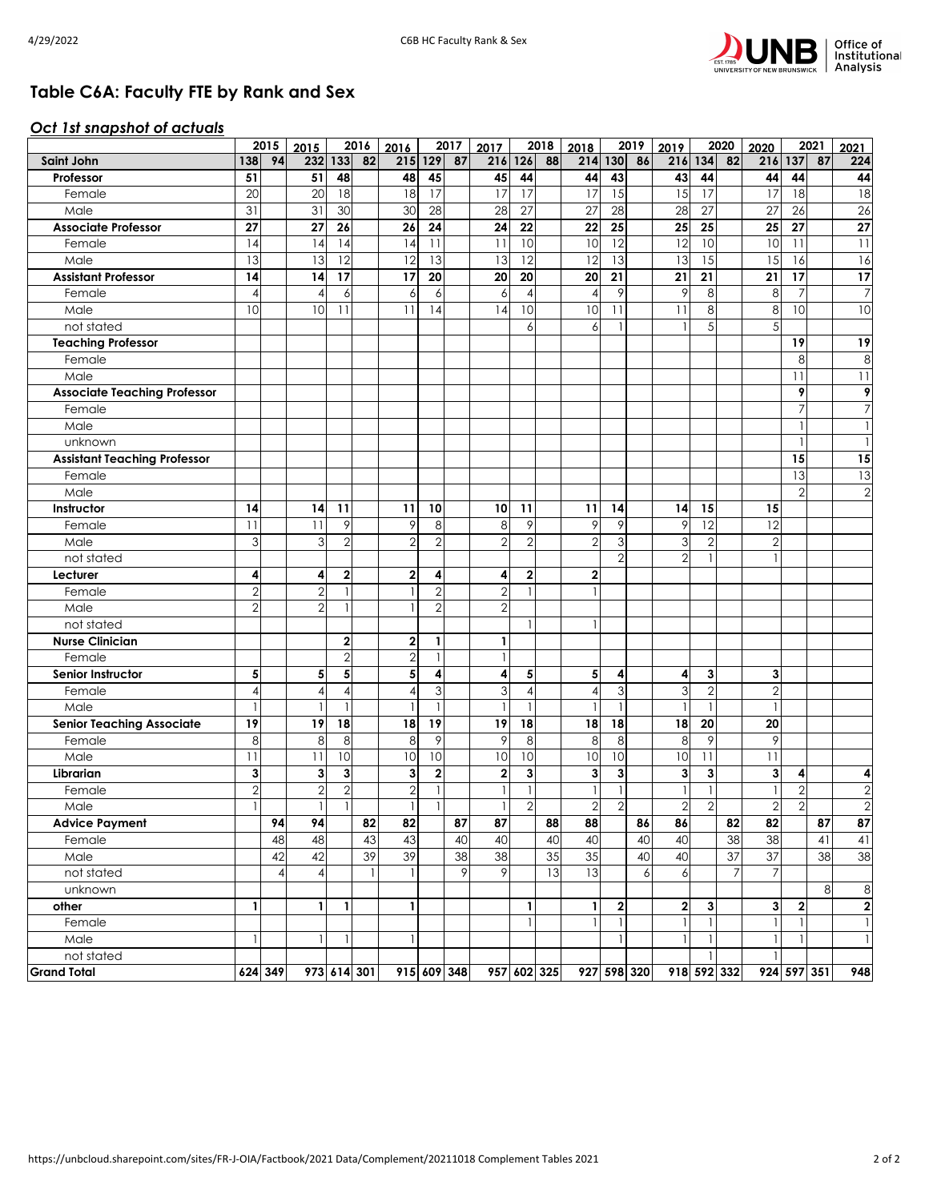# Table C6A: Faculty FTE by Rank and Sex

## *Oct 1st snapshot of actuals*

| | 2015 | | 2015 | 2016 | | 2016 | 2017 | | 2017 | 2018 | | 2018 | 2019 | | 2019 | 2020 | | 2020 | 2021 | | 2021 |
|---|---|---|---|---|---|---|---|---|---|---|---|---|---|---|---|---|---|---|---|---|---|
| **Saint John** | **138** | **94** | **232** | **133** | **82** | **215** | **129** | **87** | **216** | **126** | **88** | **214** | **130** | **86** | **216** | **134** | **82** | **216** | **137** | **87** | **224** |
| **Professor** | **51** | | **51** | **48** | | **48** | **45** | | **45** | **44** | | **44** | **43** | | **43** | **44** | | **44** | **44** | | **44** |
| Female | 20 | | 20 | 18 | | 18 | 17 | | 17 | 17 | | 17 | 15 | | 15 | 17 | | 17 | 18 | | 18 |
| Male | 31 | | 31 | 30 | | 30 | 28 | | 28 | 27 | | 27 | 28 | | 28 | 27 | | 27 | 26 | | 26 |
| **Associate Professor** | **27** | | **27** | **26** | | **26** | **24** | | **24** | **22** | | **22** | **25** | | **25** | **25** | | **25** | **27** | | **27** |
| Female | 14 | | 14 | 14 | | 14 | 11 | | 11 | 10 | | 10 | 12 | | 12 | 10 | | 10 | 11 | | 11 |
| Male | 13 | | 13 | 12 | | 12 | 13 | | 13 | 12 | | 12 | 13 | | 13 | 15 | | 15 | 16 | | 16 |
| **Assistant Professor** | **14** | | **14** | **17** | | **17** | **20** | | **20** | **20** | | **20** | **21** | | **21** | **21** | | **21** | **17** | | **17** |
| Female | 4 | | 4 | 6 | | 6 | 6 | | 6 | 4 | | 4 | 9 | | 9 | 8 | | 8 | 7 | | 7 |
| Male | 10 | | 10 | 11 | | 11 | 14 | | 14 | 10 | | 10 | 11 | | 11 | 8 | | 8 | 10 | | 10 |
| not stated | | | | | | | | | | 6 | | 6 | 1 | | 1 | 5 | | 5 | | | |
| **Teaching Professor** | | | | | | | | | | | | | | | | | | | **19** | | **19** |
| Female | | | | | | | | | | | | | | | | | | | 8 | | 8 |
| Male | | | | | | | | | | | | | | | | | | | 11 | | 11 |
| **Associate Teaching Professor** | | | | | | | | | | | | | | | | | | | **9** | | **9** |
| Female | | | | | | | | | | | | | | | | | | | 7 | | 7 |
| Male | | | | | | | | | | | | | | | | | | | 1 | | 1 |
| unknown | | | | | | | | | | | | | | | | | | | 1 | | 1 |
| **Assistant Teaching Professor** | | | | | | | | | | | | | | | | | | | **15** | | **15** |
| Female | | | | | | | | | | | | | | | | | | | 13 | | 13 |
| Male | | | | | | | | | | | | | | | | | | | 2 | | 2 |
| **Instructor** | **14** | | **14** | **11** | | **11** | **10** | | **10** | **11** | | **11** | **14** | | **14** | **15** | | **15** | | | |
| Female | 11 | | 11 | 9 | | 9 | 8 | | 8 | 9 | | 9 | 9 | | 9 | 12 | | 12 | | | |
| Male | 3 | | 3 | 2 | | 2 | 2 | | 2 | 2 | | 2 | 3 | | 3 | 2 | | 2 | | | |
| not stated | | | | | | | | | | | | | 2 | | 2 | 1 | | 1 | | | |
| **Lecturer** | **4** | | **4** | **2** | | **2** | **4** | | **4** | **2** | | **2** | | | | | | | | | |
| Female | 2 | | 2 | 1 | | 1 | 2 | | 2 | 1 | | 1 | | | | | | | | | |
| Male | 2 | | 2 | 1 | | 1 | 2 | | 2 | | | | | | | | | | | | |
| not stated | | | | | | | | | | 1 | | 1 | | | | | | | | | |
| **Nurse Clinician** | | | | **2** | | **2** | **1** | | **1** | | | | | | | | | | | | |
| Female | | | | 2 | | 2 | 1 | | 1 | | | | | | | | | | | | |
| **Senior Instructor** | **5** | | **5** | **5** | | **5** | **4** | | **4** | **5** | | **5** | **4** | | **4** | **3** | | **3** | | | |
| Female | 4 | | 4 | 4 | | 4 | 3 | | 3 | 4 | | 4 | 3 | | 3 | 2 | | 2 | | | |
| Male | 1 | | 1 | 1 | | 1 | 1 | | 1 | 1 | | 1 | 1 | | 1 | 1 | | 1 | | | |
| **Senior Teaching Associate** | **19** | | **19** | **18** | | **18** | **19** | | **19** | **18** | | **18** | **18** | | **18** | **20** | | **20** | | | |
| Female | 8 | | 8 | 8 | | 8 | 9 | | 9 | 8 | | 8 | 8 | | 8 | 9 | | 9 | | | |
| Male | 11 | | 11 | 10 | | 10 | 10 | | 10 | 10 | | 10 | 10 | | 10 | 11 | | 11 | | | |
| **Librarian** | **3** | | **3** | **3** | | **3** | **2** | | **2** | **3** | | **3** | **3** | | **3** | **3** | | **3** | **4** | | **4** |
| Female | 2 | | 2 | 2 | | 2 | 1 | | 1 | 1 | | 1 | 1 | | 1 | 1 | | 1 | 2 | | 2 |
| Male | 1 | | 1 | 1 | | 1 | 1 | | 1 | 2 | | 2 | 2 | | 2 | 2 | | 2 | 2 | | 2 |
| **Advice Payment** | | **94** | **94** | | **82** | **82** | | **87** | **87** | | **88** | **88** | | **86** | **86** | | **82** | **82** | | **87** | **87** |
| Female | | 48 | 48 | | 43 | 43 | | 40 | 40 | | 40 | 40 | | 40 | 40 | | 38 | 38 | | 41 | 41 |
| Male | | 42 | 42 | | 39 | 39 | | 38 | 38 | | 35 | 35 | | 40 | 40 | | 37 | 37 | | 38 | 38 |
| not stated | | 4 | 4 | | 1 | 1 | | 9 | 9 | | 13 | 13 | | 6 | 6 | | 7 | 7 | | | |
| unknown | | | | | | | | | | | | | | | | | | | | 8 | 8 |
| **other** | **1** | | **1** | **1** | | **1** | | | | **1** | | **1** | **2** | | **2** | **3** | | **3** | **2** | | **2** |
| Female | | | | | | | | | | 1 | | 1 | 1 | | 1 | 1 | | 1 | 1 | | 1 |
| Male | 1 | | 1 | 1 | | 1 | | | | | | | 1 | | 1 | 1 | | 1 | 1 | | 1 |
| not stated | | | | | | | | | | | | | | | | 1 | | 1 | | | |
| **Grand Total** | **624** | **349** | **973** | **614** | **301** | **915** | **609** | **348** | **957** | **602** | **325** | **927** | **598** | **320** | **918** | **592** | **332** | **924** | **597** | **351** | **948** |